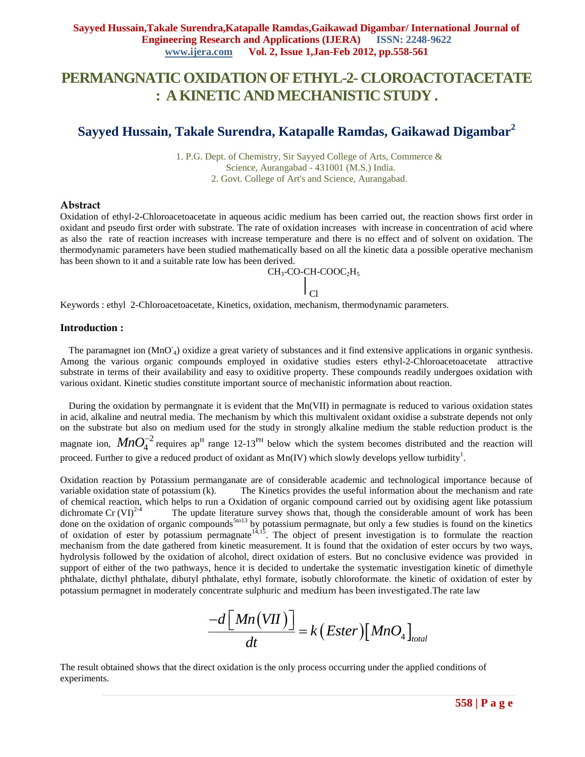# PERMANGNATIC OXIDATION OF ETHYL-2- CLOROACTOTACETATE : A KINETIC AND MECHANISTIC STUDY .

## Sayyed Hussain, Takale Surendra, Katapalle Ramdas, Gaikawad Digambar[2]

1. P.G. Dept. of Chemistry, Sir Sayyed College of Arts, Commerce & Science, Aurangabad - 431001 (M.S.) India.
2. Govt. College of Art's and Science, Aurangabad.

### Abstract

Oxidation of ethyl-2-Chloroacetoacetate in aqueous acidic medium has been carried out, the reaction shows first order in oxidant and pseudo first order with substrate. The rate of oxidation increases with increase in concentration of acid where as also the rate of reaction increases with increase temperature and there is no effect and of solvent on oxidation. The thermodynamic parameters have been studied mathematically based on all the kinetic data a possible operative mechanism has been shown to it and a suitable rate low has been derived.

$CH_3$-CO-CH-$COOC_2H_5$
 |
 Cl

Keywords : ethyl 2-Chloroacetoacetate, Kinetics, oxidation, mechanism, thermodynamic parameters.

### Introduction :

The paramagnet ion ($MnO^-_4$) oxidize a great variety of substances and it find extensive applications in organic synthesis. Among the various organic compounds employed in oxidative studies esters ethyl-2-Chloroacetoacetate attractive substrate in terms of their availability and easy to oxiditive property. These compounds readily undergoes oxidation with various oxidant. Kinetic studies constitute important source of mechanistic information about reaction.

During the oxidation by permangnate it is evident that the Mn(VII) in permagnate is reduced to various oxidation states in acid, alkaline and neutral media. The mechanism by which this multivalent oxidant oxidise a substrate depends not only on the substrate but also on medium used for the study in strongly alkaline medium the stable reduction product is the magnate ion, $MnO_4^{-2}$ requires ap$^{H}$ range 12-13$^{PH}$ below which the system becomes distributed and the reaction will proceed. Further to give a reduced product of oxidant as Mn(IV) which slowly develops yellow turbidity[1].

Oxidation reaction by Potassium permanganate are of considerable academic and technological importance because of variable oxidation state of potassium (k). The Kinetics provides the useful information about the mechanism and rate of chemical reaction, which helps to run a Oxidation of organic compound carried out by oxidising agent like potassium dichromate Cr (VI)[2-4] The update literature survey shows that, though the considerable amount of work has been done on the oxidation of organic compounds[5to13] by potassium permagnate, but only a few studies is found on the kinetics of oxidation of ester by potassium permagnate[14,15]. The object of present investigation is to formulate the reaction mechanism from the date gathered from kinetic measurement. It is found that the oxidation of ester occurs by two ways, hydrolysis followed by the oxidation of alcohol, direct oxidation of esters. But no conclusive evidence was provided in support of either of the two pathways, hence it is decided to undertake the systematic investigation kinetic of dimethyle phthalate, dicthyl phthalate, dibutyl phthalate, ethyl formate, isobutly chloroformate. the kinetic of oxidation of ester by potassium permagnet in moderately concentrate sulphuric and medium has been investigated.The rate law

$$\frac{-d\left[Mn(VII)\right]}{dt} = k\left(Ester\right)\left[MnO_4\right]_{total}$$

The result obtained shows that the direct oxidation is the only process occurring under the applied conditions of experiments.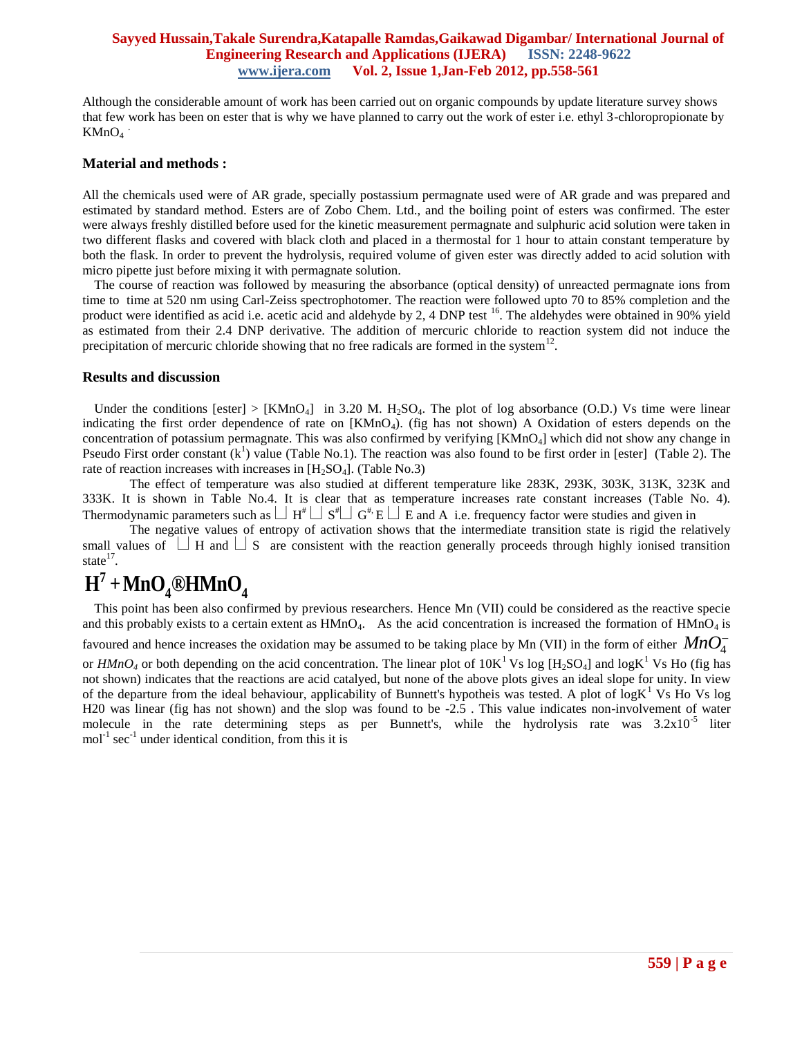Although the considerable amount of work has been carried out on organic compounds by update literature survey shows that few work has been on ester that is why we have planned to carry out the work of ester i.e. ethyl 3-chloropropionate by $KMnO_4$ .

## Material and methods :

All the chemicals used were of AR grade, specially postassium permagnate used were of AR grade and was prepared and estimated by standard method. Esters are of Zobo Chem. Ltd., and the boiling point of esters was confirmed. The ester were always freshly distilled before used for the kinetic measurement permagnate and sulphuric acid solution were taken in two different flasks and covered with black cloth and placed in a thermostal for 1 hour to attain constant temperature by both the flask. In order to prevent the hydrolysis, required volume of given ester was directly added to acid solution with micro pipette just before mixing it with permagnate solution.

The course of reaction was followed by measuring the absorbance (optical density) of unreacted permagnate ions from time to time at 520 nm using Carl-Zeiss spectrophotomer. The reaction were followed upto 70 to 85% completion and the product were identified as acid i.e. acetic acid and aldehyde by 2, 4 DNP test [16]. The aldehydes were obtained in 90% yield as estimated from their 2.4 DNP derivative. The addition of mercuric chloride to reaction system did not induce the precipitation of mercuric chloride showing that no free radicals are formed in the system[12].

## Results and discussion

Under the conditions [ester] > [$KMnO_4$] in 3.20 M. $H_2SO_4$. The plot of log absorbance (O.D.) Vs time were linear indicating the first order dependence of rate on [$KMnO_4$). (fig has not shown) A Oxidation of esters depends on the concentration of potassium permagnate. This was also confirmed by verifying [$KMnO_4$] which did not show any change in Pseudo First order constant ($k^1$) value (Table No.1). The reaction was also found to be first order in [ester] (Table 2). The rate of reaction increases with increases in [$H_2SO_4$]. (Table No.3)

The effect of temperature was also studied at different temperature like 283K, 293K, 303K, 313K, 323K and 333K. It is shown in Table No.4. It is clear that as temperature increases rate constant increases (Table No. 4). Thermodynamic parameters such as $\Delta H^{\#}$ $\Delta S^{\#}$ $\Delta G^{\#}$, E $\Delta$ E and A i.e. frequency factor were studies and given in

The negative values of entropy of activation shows that the intermediate transition state is rigid the relatively small values of $\Delta$ H and $\Delta$ S are consistent with the reaction generally proceeds through highly ionised transition state[17].

$$H^{7} + MnO_4 \rightarrow HMnO_4$$

This point has been also confirmed by previous researchers. Hence Mn (VII) could be considered as the reactive specie and this probably exists to a certain extent as $HMnO_4$. As the acid concentration is increased the formation of $HMnO_4$ is favoured and hence increases the oxidation may be assumed to be taking place by Mn (VII) in the form of either $MnO_4^-$ or $HMnO_4$ or both depending on the acid concentration. The linear plot of $10K^1$ Vs log [$H_2SO_4$] and $\log K^1$ Vs Ho (fig has not shown) indicates that the reactions are acid catalyed, but none of the above plots gives an ideal slope for unity. In view of the departure from the ideal behaviour, applicability of Bunnett's hypotheis was tested. A plot of $\log K^1$ Vs Ho Vs log H20 was linear (fig has not shown) and the slop was found to be -2.5 . This value indicates non-involvement of water molecule in the rate determining steps as per Bunnett's, while the hydrolysis rate was $3.2 \times 10^{-5}$ liter $mol^{-1}$ $sec^{-1}$ under identical condition, from this it is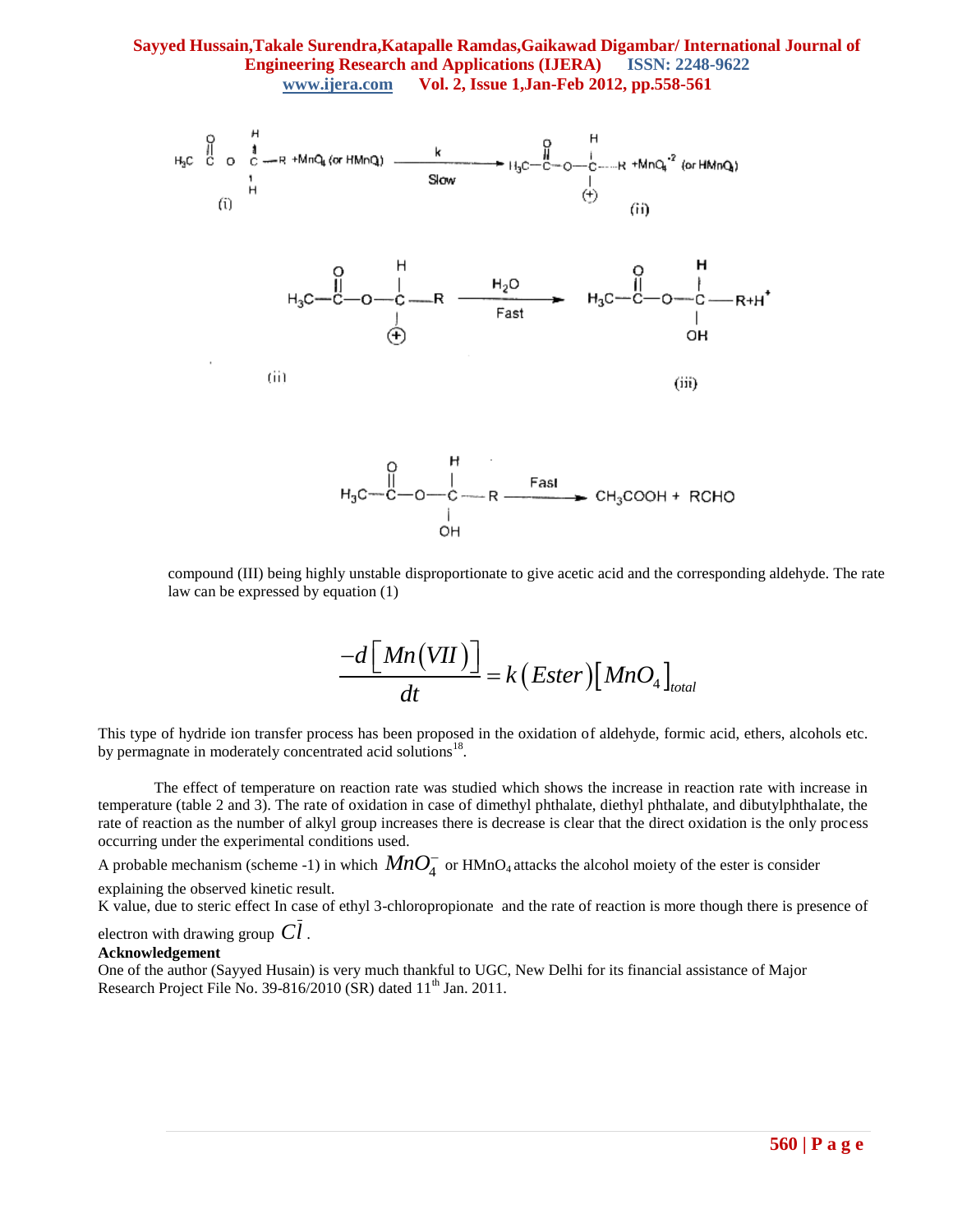$$H_3C-\overset{O}{\overset{\|}{C}}-O-\underset{H}{\overset{H}{C}}-R + MnO_4^- \text{ (or } HMnO_4) \xrightarrow[\text{Slow}]{k} H_3C-\overset{O}{\overset{\|}{C}}-O-\underset{(+)}{\overset{H}{C}}-R + MnO_4^{-2} \text{ (or } HMnO_4)$$

(i) (ii)

$$H_3C-\overset{O}{\overset{\|}{C}}-O-\underset{\oplus}{\overset{H}{C}}-R \xrightarrow[\text{Fast}]{H_2O} H_3C-\overset{O}{\overset{\|}{C}}-O-\underset{OH}{\overset{H}{C}}-R + H^+$$

(ii) (iii)

$$H_3C-\overset{O}{\overset{\|}{C}}-O-\underset{OH}{\overset{H}{C}}-R \xrightarrow{\text{Fast}} CH_3COOH + RCHO$$

compound (III) being highly unstable disproportionate to give acetic acid and the corresponding aldehyde. The rate law can be expressed by equation (1)

$$\frac{-d\left[Mn(VII)\right]}{dt} = k\left(Ester\right)\left[MnO_4\right]_{total}$$

This type of hydride ion transfer process has been proposed in the oxidation of aldehyde, formic acid, ethers, alcohols etc. by permagnate in moderately concentrated acid solutions[18].

The effect of temperature on reaction rate was studied which shows the increase in reaction rate with increase in temperature (table 2 and 3). The rate of oxidation in case of dimethyl phthalate, diethyl phthalate, and dibutylphthalate, the rate of reaction as the number of alkyl group increases there is decrease is clear that the direct oxidation is the only process occurring under the experimental conditions used.

A probable mechanism (scheme -1) in which $MnO_4^-$ or $HMnO_4$ attacks the alcohol moiety of the ester is consider explaining the observed kinetic result.

K value, due to steric effect In case of ethyl 3-chloropropionate and the rate of reaction is more though there is presence of electron with drawing group $C\bar{l}$.

**Acknowledgement**

One of the author (Sayyed Husain) is very much thankful to UGC, New Delhi for its financial assistance of Major Research Project File No. 39-816/2010 (SR) dated 11th Jan. 2011.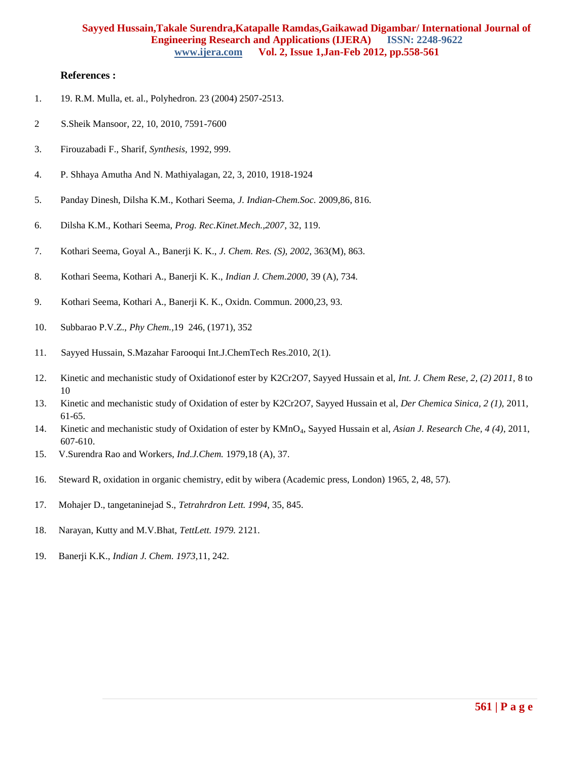**References :**

1. 19. R.M. Mulla, et. al., Polyhedron. 23 (2004) 2507-2513.
2. S.Sheik Mansoor, 22, 10, 2010, 7591-7600
3. Firouzabadi F., Sharif, *Synthesis,* 1992, 999.
4. P. Shhaya Amutha And N. Mathiyalagan, 22, 3, 2010, 1918-1924
5. Panday Dinesh, Dilsha K.M., Kothari Seema, *J. Indian-Chem.Soc.* 2009,86, 816.
6. Dilsha K.M., Kothari Seema, *Prog. Rec.Kinet.Mech.,2007*, 32, 119.
7. Kothari Seema, Goyal A., Banerji K. K., *J. Chem. Res. (S), 2002,* 363(M), 863.
8. Kothari Seema, Kothari A., Banerji K. K., *Indian J. Chem.2000,* 39 (A), 734.
9. Kothari Seema, Kothari A., Banerji K. K., Oxidn. Commun. 2000,23, 93.
10. Subbarao P.V.Z., *Phy Chem.,*19 246, (1971), 352
11. Sayyed Hussain, S.Mazahar Farooqui Int.J.ChemTech Res.2010, 2(1).
12. Kinetic and mechanistic study of Oxidationof ester by K2Cr2O7, Sayyed Hussain et al, *Int. J. Chem Rese, 2, (2) 2011,* 8 to 10
13. Kinetic and mechanistic study of Oxidation of ester by K2Cr2O7, Sayyed Hussain et al, *Der Chemica Sinica, 2 (1),* 2011, 61-65.
14. Kinetic and mechanistic study of Oxidation of ester by $KMnO_4$, Sayyed Hussain et al, *Asian J. Research Che, 4 (4)*, 2011, 607-610.
15. V.Surendra Rao and Workers, *Ind.J.Chem.* 1979,18 (A), 37.
16. Steward R, oxidation in organic chemistry, edit by wibera (Academic press, London) 1965, 2, 48, 57).
17. Mohajer D., tangetaninejad S., *Tetrahrdron Lett. 1994,* 35, 845.
18. Narayan, Kutty and M.V.Bhat, *TettLett. 1979.* 2121.
19. Banerji K.K., *Indian J. Chem. 1973,*11, 242.